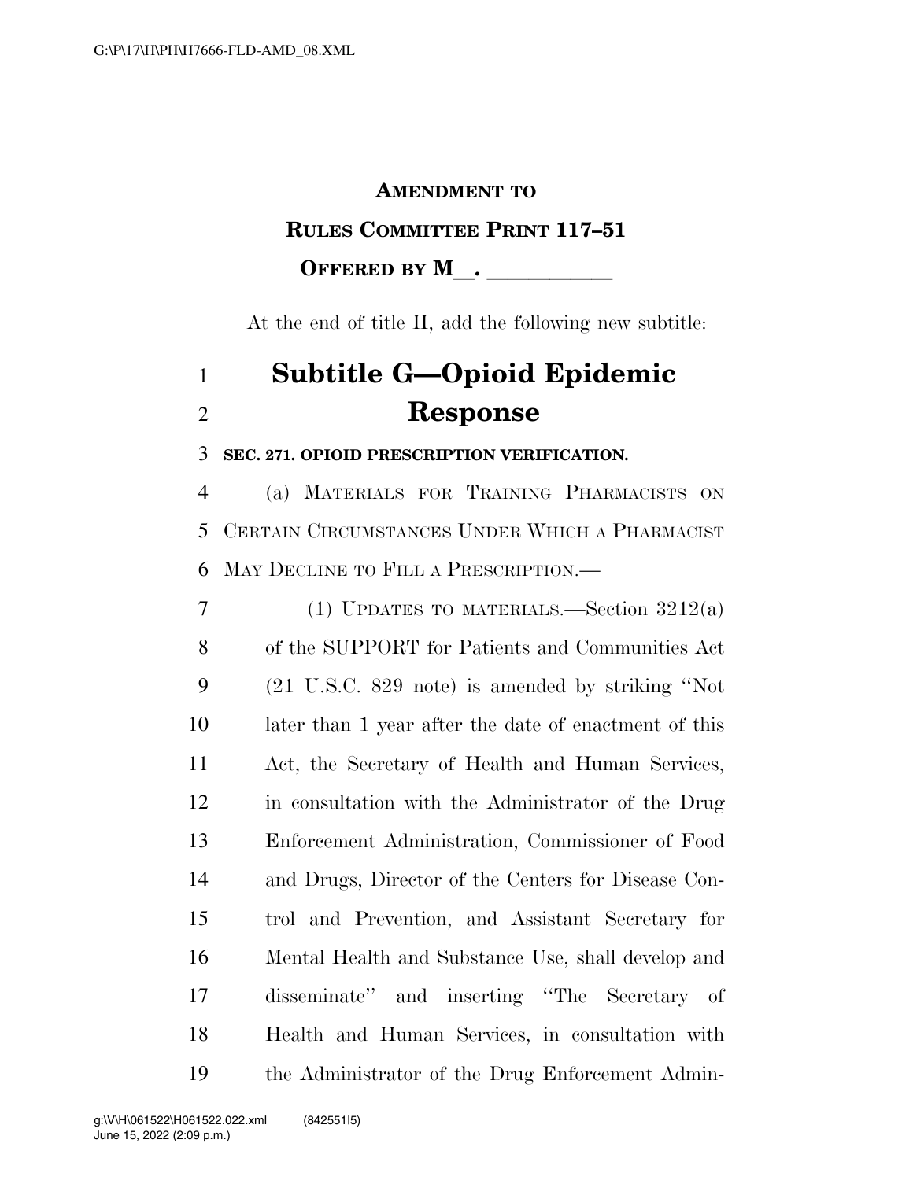**AMENDMENT TO**

**RULES COMMITTEE PRINT 117–51**

**OFFERED BY M\_\_. \_\_\_\_\_\_\_\_\_\_\_**

At the end of title II, add the following new subtitle:

# Subtitle G—Opioid Epidemic Response

**SEC. 271. OPIOID PRESCRIPTION VERIFICATION.**

(a) MATERIALS FOR TRAINING PHARMACISTS ON CERTAIN CIRCUMSTANCES UNDER WHICH A PHARMACIST MAY DECLINE TO FILL A PRESCRIPTION.—

(1) UPDATES TO MATERIALS.—Section 3212(a) of the SUPPORT for Patients and Communities Act (21 U.S.C. 829 note) is amended by striking ''Not later than 1 year after the date of enactment of this Act, the Secretary of Health and Human Services, in consultation with the Administrator of the Drug Enforcement Administration, Commissioner of Food and Drugs, Director of the Centers for Disease Control and Prevention, and Assistant Secretary for Mental Health and Substance Use, shall develop and disseminate'' and inserting ''The Secretary of Health and Human Services, in consultation with the Administrator of the Drug Enforcement Admin-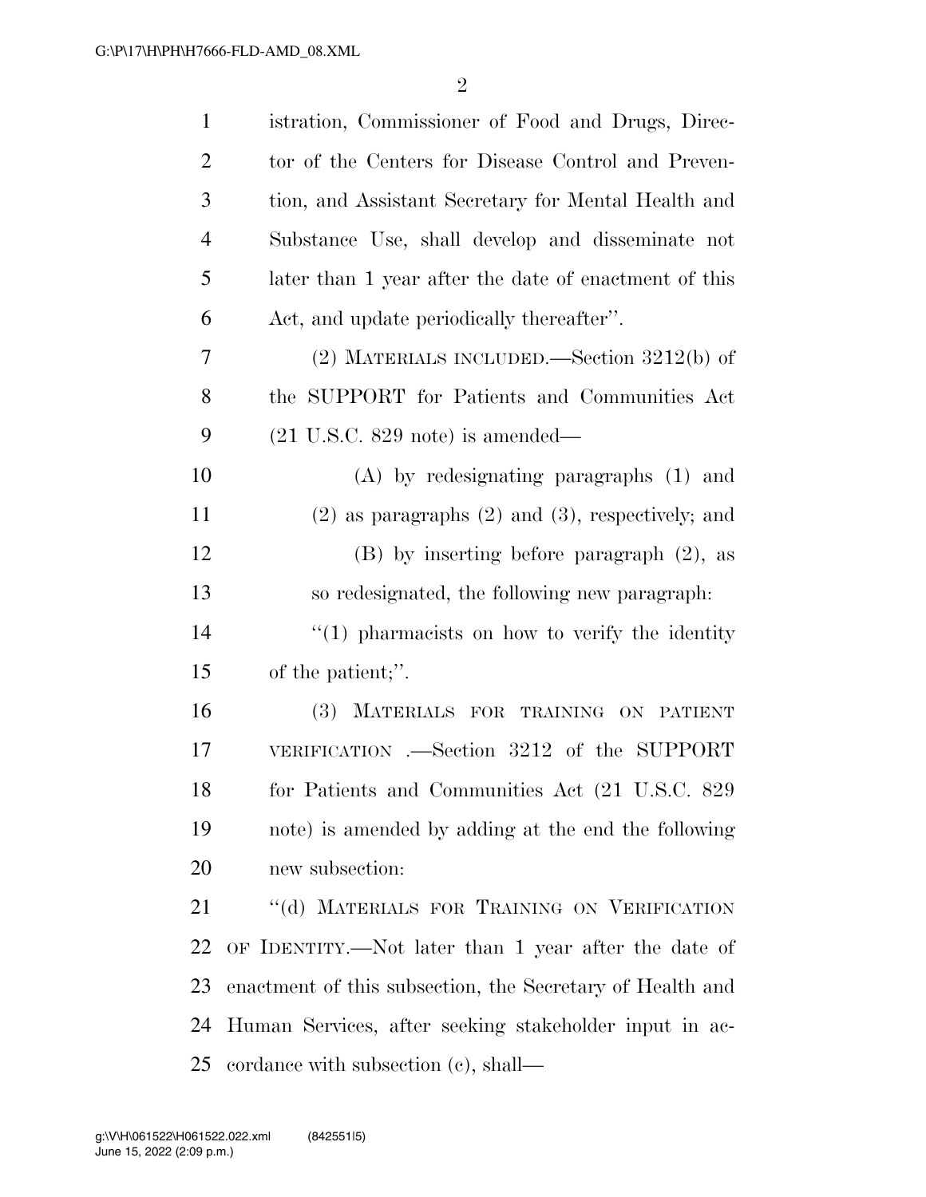istration, Commissioner of Food and Drugs, Director of the Centers for Disease Control and Prevention, and Assistant Secretary for Mental Health and Substance Use, shall develop and disseminate not later than 1 year after the date of enactment of this Act, and update periodically thereafter''.

(2) MATERIALS INCLUDED.—Section 3212(b) of the SUPPORT for Patients and Communities Act (21 U.S.C. 829 note) is amended—

(A) by redesignating paragraphs (1) and (2) as paragraphs (2) and (3), respectively; and

(B) by inserting before paragraph (2), as so redesignated, the following new paragraph:

''(1) pharmacists on how to verify the identity of the patient;''.

(3) MATERIALS FOR TRAINING ON PATIENT VERIFICATION .—Section 3212 of the SUPPORT for Patients and Communities Act (21 U.S.C. 829 note) is amended by adding at the end the following new subsection:

''(d) MATERIALS FOR TRAINING ON VERIFICATION OF IDENTITY.—Not later than 1 year after the date of enactment of this subsection, the Secretary of Health and Human Services, after seeking stakeholder input in accordance with subsection (c), shall—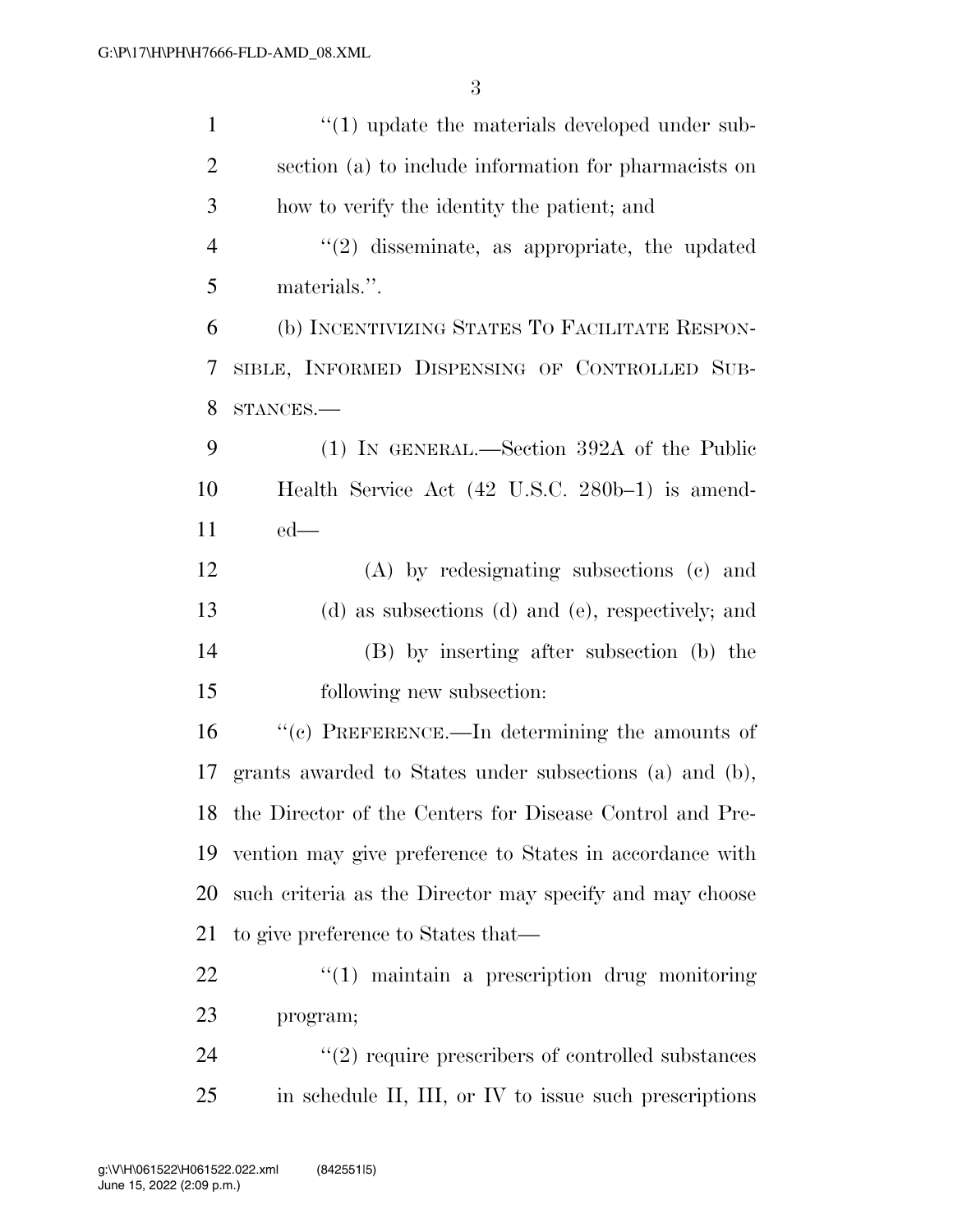"(1) update the materials developed under subsection (a) to include information for pharmacists on how to verify the identity the patient; and

"(2) disseminate, as appropriate, the updated materials.".

(b) INCENTIVIZING STATES TO FACILITATE RESPONSIBLE, INFORMED DISPENSING OF CONTROLLED SUBSTANCES.—

(1) IN GENERAL.—Section 392A of the Public Health Service Act (42 U.S.C. 280b–1) is amended—

(A) by redesignating subsections (c) and (d) as subsections (d) and (e), respectively; and

(B) by inserting after subsection (b) the following new subsection:

"(c) PREFERENCE.—In determining the amounts of grants awarded to States under subsections (a) and (b), the Director of the Centers for Disease Control and Prevention may give preference to States in accordance with such criteria as the Director may specify and may choose to give preference to States that—

"(1) maintain a prescription drug monitoring program;

"(2) require prescribers of controlled substances in schedule II, III, or IV to issue such prescriptions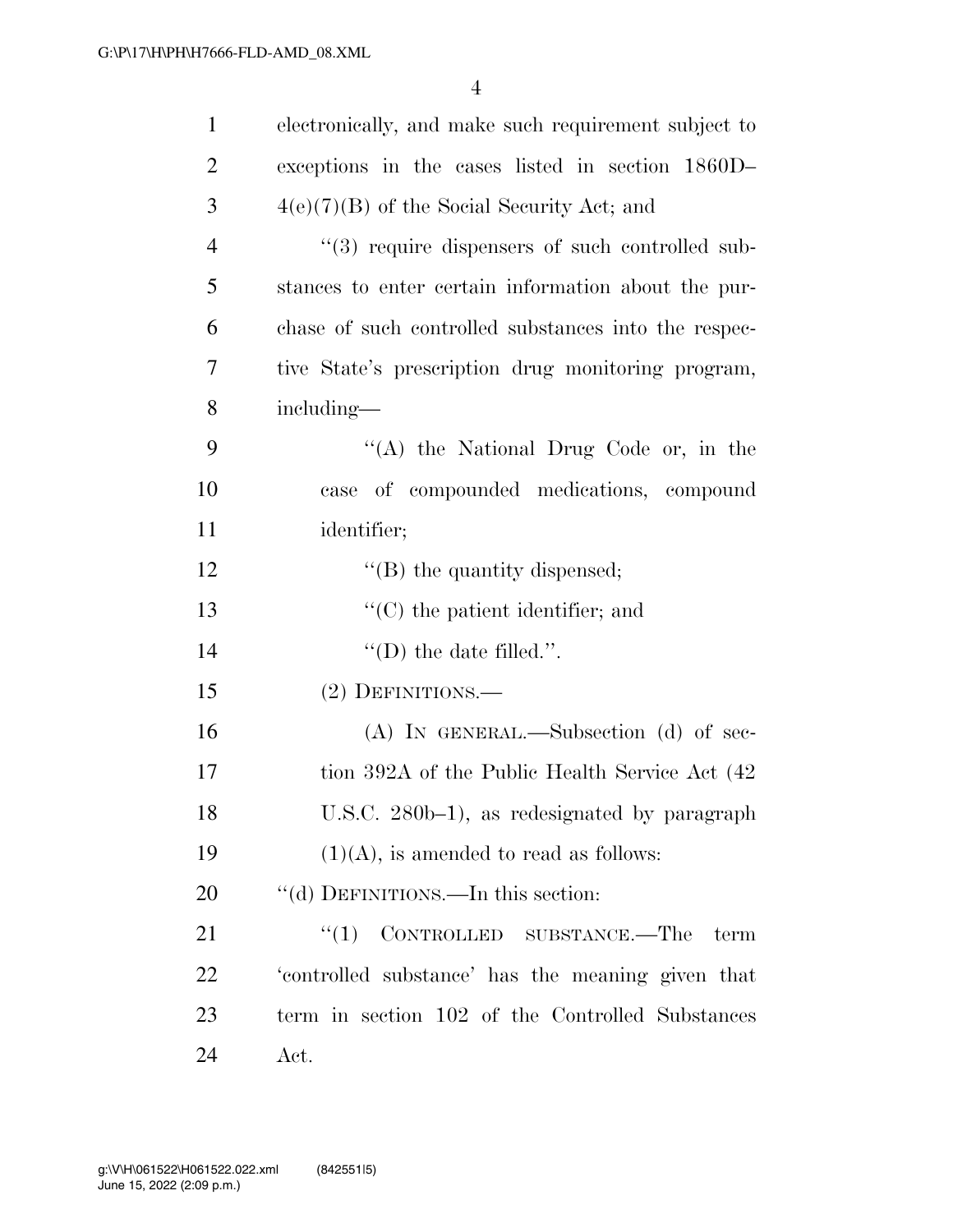electronically, and make such requirement subject to exceptions in the cases listed in section 1860D–4(e)(7)(B) of the Social Security Act; and

"(3) require dispensers of such controlled substances to enter certain information about the purchase of such controlled substances into the respective State's prescription drug monitoring program, including—

"(A) the National Drug Code or, in the case of compounded medications, compound identifier;

"(B) the quantity dispensed;

"(C) the patient identifier; and

"(D) the date filled.".

(2) DEFINITIONS.—

(A) IN GENERAL.—Subsection (d) of section 392A of the Public Health Service Act (42 U.S.C. 280b–1), as redesignated by paragraph (1)(A), is amended to read as follows:

"(d) DEFINITIONS.—In this section:

"(1) CONTROLLED SUBSTANCE.—The term 'controlled substance' has the meaning given that term in section 102 of the Controlled Substances Act.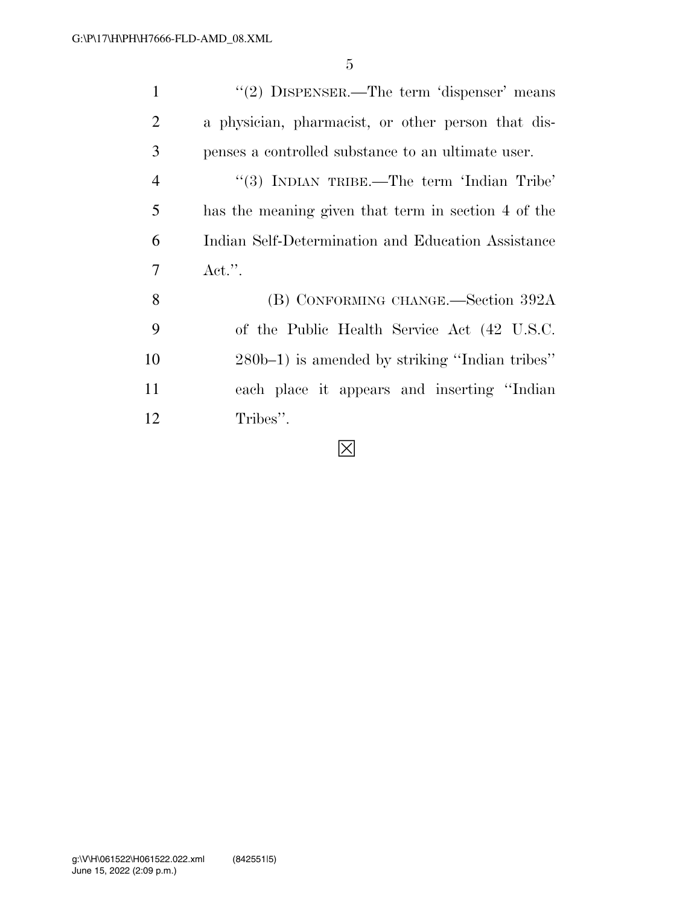"(2) DISPENSER.—The term 'dispenser' means a physician, pharmacist, or other person that dispenses a controlled substance to an ultimate user.

"(3) INDIAN TRIBE.—The term 'Indian Tribe' has the meaning given that term in section 4 of the Indian Self-Determination and Education Assistance Act.".

(B) CONFORMING CHANGE.—Section 392A of the Public Health Service Act (42 U.S.C. 280b–1) is amended by striking "Indian tribes" each place it appears and inserting "Indian Tribes".

☒